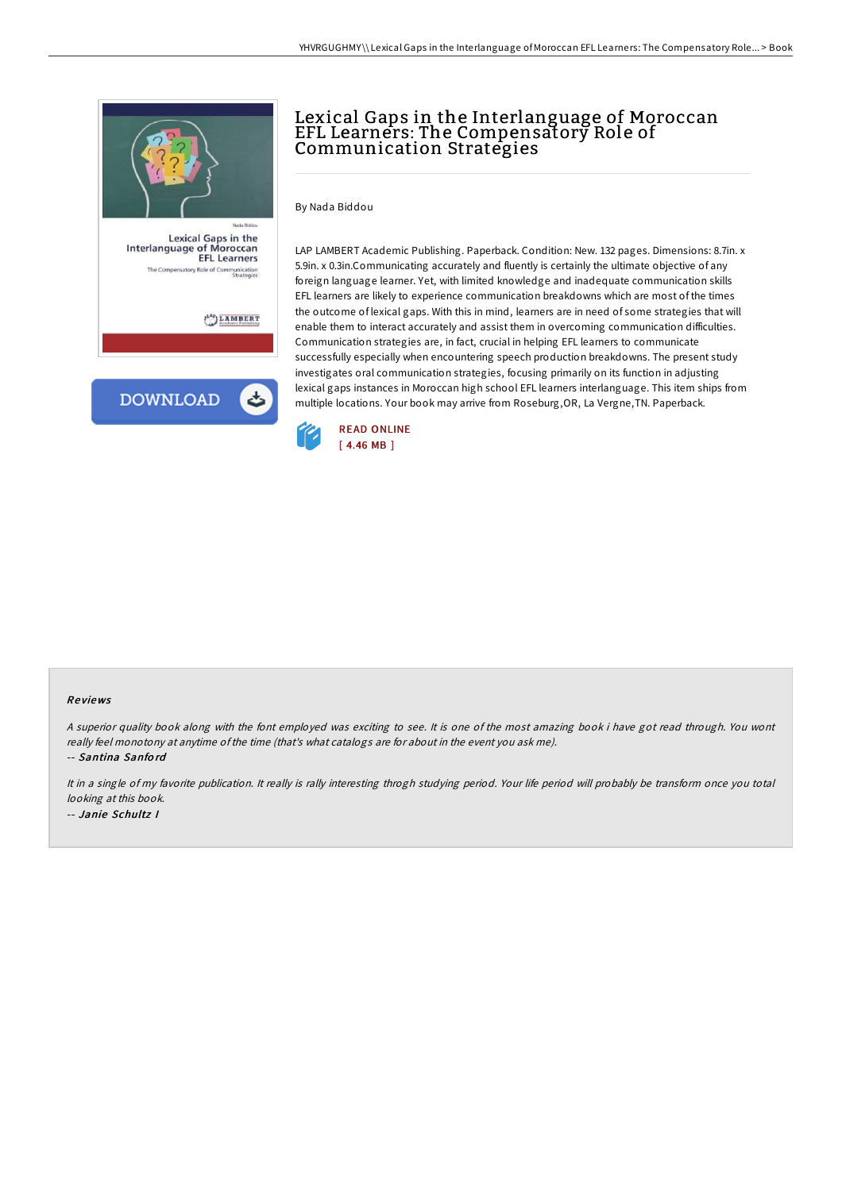# Lexical Gaps in the Interlanguage of Moroccan EFL Learners: The Compensatory Role of Communication Strategies

By Nada Biddou

LAP LAMBERT Academic Publishing. Paperback. Condition: New. 132 pages. Dimensions: 8.7in. x 5.9in. x 0.3in.Communicating accurately and fluently is certainly the ultimate objective of any foreign language learner. Yet, with limited knowledge and inadequate communication skills EFL learners are likely to experience communication breakdowns which are most of the times the outcome of lexical gaps. With this in mind, learners are in need of some strategies that will enable them to interact accurately and assist them in overcoming communication difficulties. Communication strategies are, in fact, crucial in helping EFL learners to communicate successfully especially when encountering speech production breakdowns. The present study investigates oral communication strategies, focusing primarily on its function in adjusting lexical gaps instances in Moroccan high school EFL learners interlanguage. This item ships from multiple locations. Your book may arrive from Roseburg,OR, La Vergne,TN. Paperback.

READ ONLINE
[ 4.46 MB ]

### Reviews

*A superior quality book along with the font employed was exciting to see. It is one of the most amazing book i have got read through. You wont really feel monotony at anytime of the time (that's what catalogs are for about in the event you ask me).*

*-- Santina Sanford*

*It in a single of my favorite publication. It really is rally interesting throgh studying period. Your life period will probably be transform once you total looking at this book.*

*-- Janie Schultz I*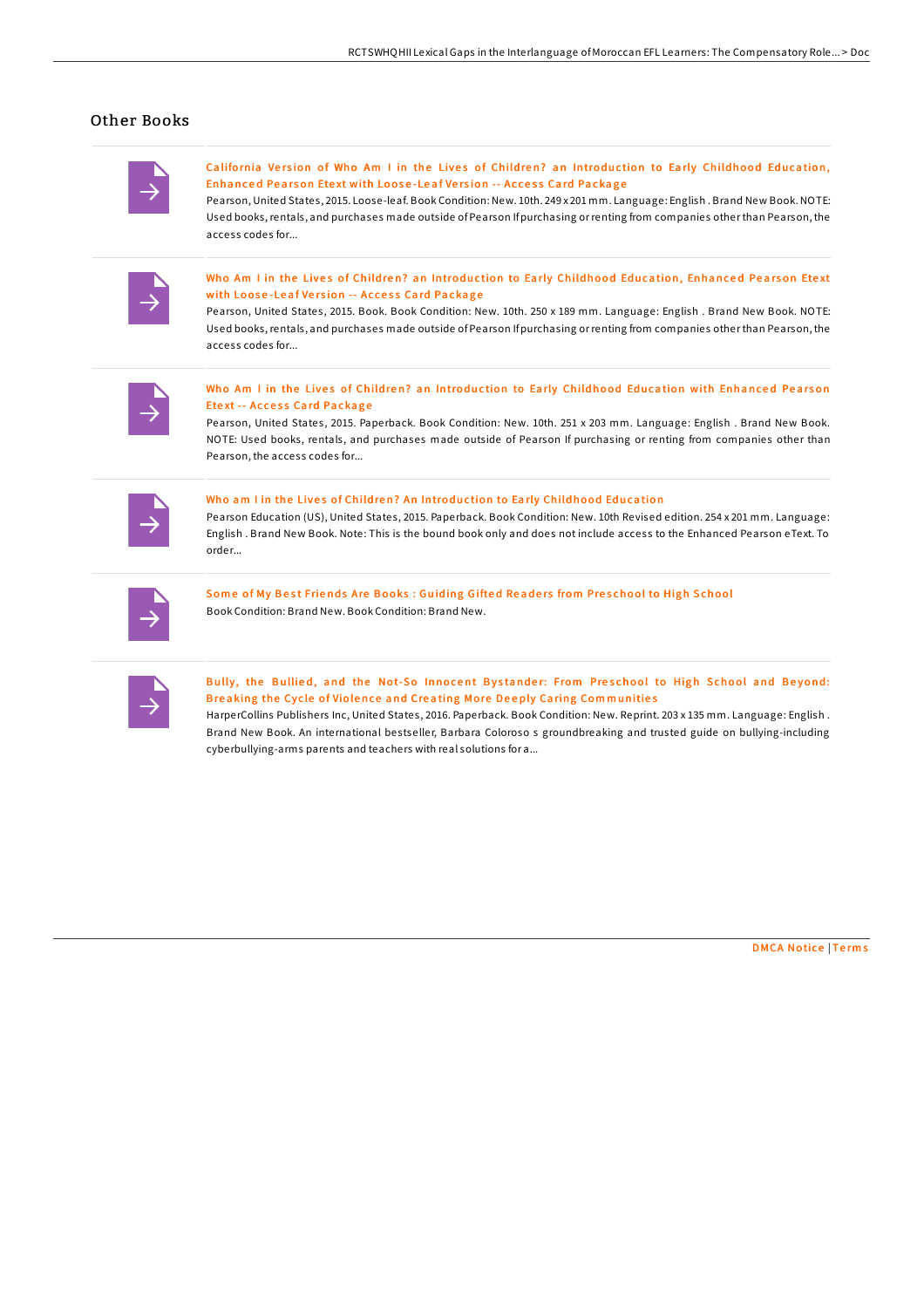## Other Books

**California Version of Who Am I in the Lives of Children? an Introduction to Early Childhood Education, Enhanced Pearson Etext with Loose-Leaf Version -- Access Card Package**

Pearson, United States, 2015. Loose-leaf. Book Condition: New. 10th. 249 x 201 mm. Language: English . Brand New Book. NOTE: Used books, rentals, and purchases made outside of Pearson If purchasing or renting from companies other than Pearson, the access codes for...

**Who Am I in the Lives of Children? an Introduction to Early Childhood Education, Enhanced Pearson Etext with Loose-Leaf Version -- Access Card Package**

Pearson, United States, 2015. Book. Book Condition: New. 10th. 250 x 189 mm. Language: English . Brand New Book. NOTE: Used books, rentals, and purchases made outside of Pearson If purchasing or renting from companies other than Pearson, the access codes for...

**Who Am I in the Lives of Children? an Introduction to Early Childhood Education with Enhanced Pearson Etext -- Access Card Package**

Pearson, United States, 2015. Paperback. Book Condition: New. 10th. 251 x 203 mm. Language: English . Brand New Book. NOTE: Used books, rentals, and purchases made outside of Pearson If purchasing or renting from companies other than Pearson, the access codes for...

**Who am I in the Lives of Children? An Introduction to Early Childhood Education**

Pearson Education (US), United States, 2015. Paperback. Book Condition: New. 10th Revised edition. 254 x 201 mm. Language: English . Brand New Book. Note: This is the bound book only and does not include access to the Enhanced Pearson eText. To order...

**Some of My Best Friends Are Books : Guiding Gifted Readers from Preschool to High School**

Book Condition: Brand New. Book Condition: Brand New.

**Bully, the Bullied, and the Not-So Innocent Bystander: From Preschool to High School and Beyond: Breaking the Cycle of Violence and Creating More Deeply Caring Communities**

HarperCollins Publishers Inc, United States, 2016. Paperback. Book Condition: New. Reprint. 203 x 135 mm. Language: English . Brand New Book. An international bestseller, Barbara Coloroso s groundbreaking and trusted guide on bullying-including cyberbullying-arms parents and teachers with real solutions for a...